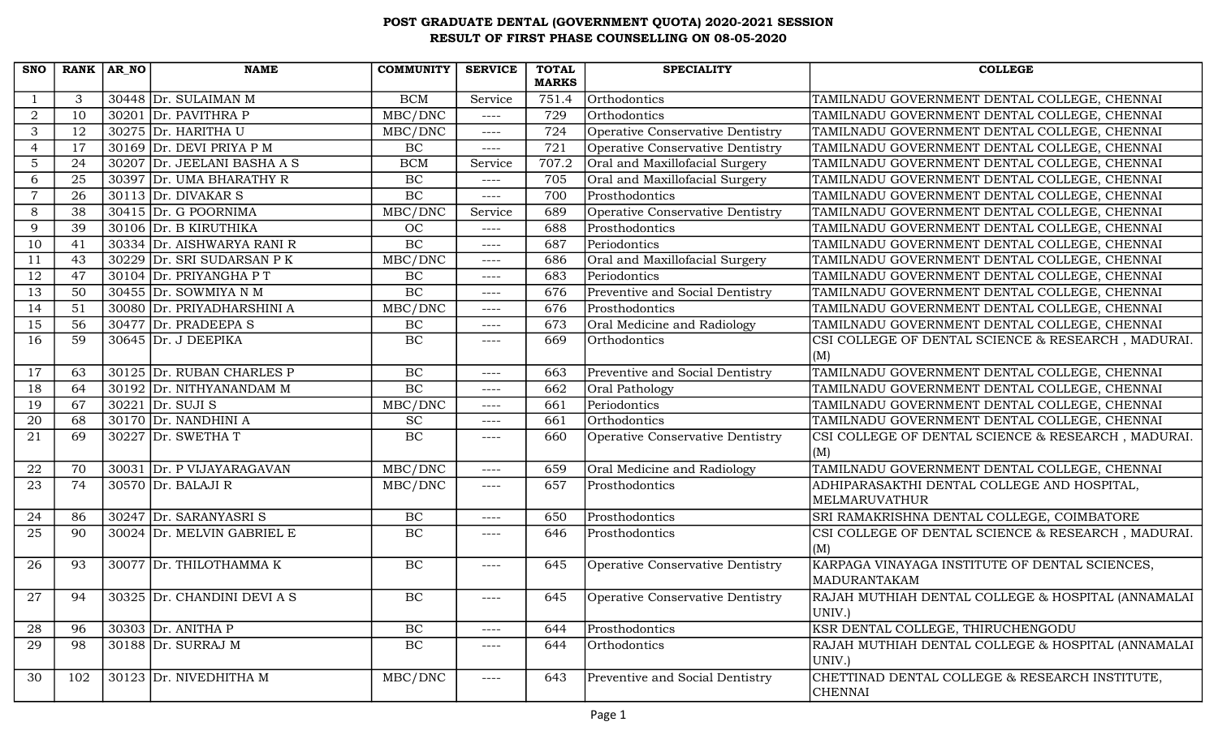# POST GRADUATE DENTAL (GOVERNMENT QUOTA) 2020-2021 SESSION
## RESULT OF FIRST PHASE COUNSELLING ON 08-05-2020

| SNO | RANK | AR_NO | NAME | COMMUNITY | SERVICE | TOTAL MARKS | SPECIALITY | COLLEGE |
|---|---|---|---|---|---|---|---|---|
| 1 | 3 | 30448 | Dr. SULAIMAN M | BCM | Service | 751.4 | Orthodontics | TAMILNADU GOVERNMENT DENTAL COLLEGE, CHENNAI |
| 2 | 10 | 30201 | Dr. PAVITHRA P | MBC/DNC | ---- | 729 | Orthodontics | TAMILNADU GOVERNMENT DENTAL COLLEGE, CHENNAI |
| 3 | 12 | 30275 | Dr. HARITHA U | MBC/DNC | ---- | 724 | Operative Conservative Dentistry | TAMILNADU GOVERNMENT DENTAL COLLEGE, CHENNAI |
| 4 | 17 | 30169 | Dr. DEVI PRIYA P M | BC | ---- | 721 | Operative Conservative Dentistry | TAMILNADU GOVERNMENT DENTAL COLLEGE, CHENNAI |
| 5 | 24 | 30207 | Dr. JEELANI BASHA A S | BCM | Service | 707.2 | Oral and Maxillofacial Surgery | TAMILNADU GOVERNMENT DENTAL COLLEGE, CHENNAI |
| 6 | 25 | 30397 | Dr. UMA BHARATHY R | BC | ---- | 705 | Oral and Maxillofacial Surgery | TAMILNADU GOVERNMENT DENTAL COLLEGE, CHENNAI |
| 7 | 26 | 30113 | Dr. DIVAKAR S | BC | ---- | 700 | Prosthodontics | TAMILNADU GOVERNMENT DENTAL COLLEGE, CHENNAI |
| 8 | 38 | 30415 | Dr. G POORNIMA | MBC/DNC | Service | 689 | Operative Conservative Dentistry | TAMILNADU GOVERNMENT DENTAL COLLEGE, CHENNAI |
| 9 | 39 | 30106 | Dr. B KIRUTHIKA | OC | ---- | 688 | Prosthodontics | TAMILNADU GOVERNMENT DENTAL COLLEGE, CHENNAI |
| 10 | 41 | 30334 | Dr. AISHWARYA RANI R | BC | ---- | 687 | Periodontics | TAMILNADU GOVERNMENT DENTAL COLLEGE, CHENNAI |
| 11 | 43 | 30229 | Dr. SRI SUDARSAN P K | MBC/DNC | ---- | 686 | Oral and Maxillofacial Surgery | TAMILNADU GOVERNMENT DENTAL COLLEGE, CHENNAI |
| 12 | 47 | 30104 | Dr. PRIYANGHA P T | BC | ---- | 683 | Periodontics | TAMILNADU GOVERNMENT DENTAL COLLEGE, CHENNAI |
| 13 | 50 | 30455 | Dr. SOWMIYA N M | BC | ---- | 676 | Preventive and Social Dentistry | TAMILNADU GOVERNMENT DENTAL COLLEGE, CHENNAI |
| 14 | 51 | 30080 | Dr. PRIYADHARSHINI A | MBC/DNC | ---- | 676 | Prosthodontics | TAMILNADU GOVERNMENT DENTAL COLLEGE, CHENNAI |
| 15 | 56 | 30477 | Dr. PRADEEPA S | BC | ---- | 673 | Oral Medicine and Radiology | TAMILNADU GOVERNMENT DENTAL COLLEGE, CHENNAI |
| 16 | 59 | 30645 | Dr. J DEEPIKA | BC | ---- | 669 | Orthodontics | CSI COLLEGE OF DENTAL SCIENCE & RESEARCH , MADURAI. (M) |
| 17 | 63 | 30125 | Dr. RUBAN CHARLES P | BC | ---- | 663 | Preventive and Social Dentistry | TAMILNADU GOVERNMENT DENTAL COLLEGE, CHENNAI |
| 18 | 64 | 30192 | Dr. NITHYANANDAM M | BC | ---- | 662 | Oral Pathology | TAMILNADU GOVERNMENT DENTAL COLLEGE, CHENNAI |
| 19 | 67 | 30221 | Dr. SUJI S | MBC/DNC | ---- | 661 | Periodontics | TAMILNADU GOVERNMENT DENTAL COLLEGE, CHENNAI |
| 20 | 68 | 30170 | Dr. NANDHINI A | SC | ---- | 661 | Orthodontics | TAMILNADU GOVERNMENT DENTAL COLLEGE, CHENNAI |
| 21 | 69 | 30227 | Dr. SWETHA T | BC | ---- | 660 | Operative Conservative Dentistry | CSI COLLEGE OF DENTAL SCIENCE & RESEARCH , MADURAI. (M) |
| 22 | 70 | 30031 | Dr. P VIJAYARAGAVAN | MBC/DNC | ---- | 659 | Oral Medicine and Radiology | TAMILNADU GOVERNMENT DENTAL COLLEGE, CHENNAI |
| 23 | 74 | 30570 | Dr. BALAJI R | MBC/DNC | ---- | 657 | Prosthodontics | ADHIPARASAKTHI DENTAL COLLEGE AND HOSPITAL, MELMARUVATHUR |
| 24 | 86 | 30247 | Dr. SARANYASRI S | BC | ---- | 650 | Prosthodontics | SRI RAMAKRISHNA DENTAL COLLEGE, COIMBATORE |
| 25 | 90 | 30024 | Dr. MELVIN GABRIEL E | BC | ---- | 646 | Prosthodontics | CSI COLLEGE OF DENTAL SCIENCE & RESEARCH , MADURAI. (M) |
| 26 | 93 | 30077 | Dr. THILOTHAMMA K | BC | ---- | 645 | Operative Conservative Dentistry | KARPAGA VINAYAGA INSTITUTE OF DENTAL SCIENCES, MADURANTAKAM |
| 27 | 94 | 30325 | Dr. CHANDINI DEVI A S | BC | ---- | 645 | Operative Conservative Dentistry | RAJAH MUTHIAH DENTAL COLLEGE & HOSPITAL (ANNAMALAI UNIV.) |
| 28 | 96 | 30303 | Dr. ANITHA P | BC | ---- | 644 | Prosthodontics | KSR DENTAL COLLEGE, THIRUCHENGODU |
| 29 | 98 | 30188 | Dr. SURRAJ M | BC | ---- | 644 | Orthodontics | RAJAH MUTHIAH DENTAL COLLEGE & HOSPITAL (ANNAMALAI UNIV.) |
| 30 | 102 | 30123 | Dr. NIVEDHITHA M | MBC/DNC | ---- | 643 | Preventive and Social Dentistry | CHETTINAD DENTAL COLLEGE & RESEARCH INSTITUTE, CHENNAI |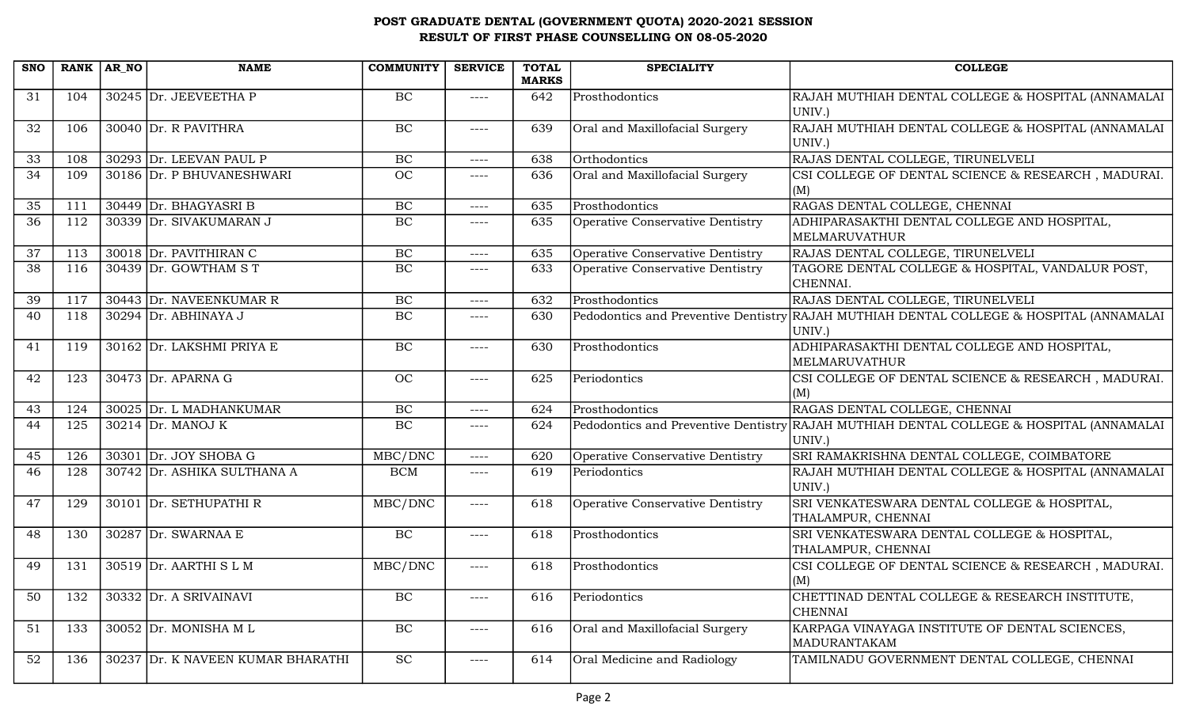# POST GRADUATE DENTAL (GOVERNMENT QUOTA) 2020-2021 SESSION
## RESULT OF FIRST PHASE COUNSELLING ON 08-05-2020

| SNO | RANK | AR_NO | NAME | COMMUNITY | SERVICE | TOTAL MARKS | SPECIALITY | COLLEGE |
|---|---|---|---|---|---|---|---|---|
| 31 | 104 | 30245 | Dr. JEEVEETHA P | BC | ---- | 642 | Prosthodontics | RAJAH MUTHIAH DENTAL COLLEGE & HOSPITAL (ANNAMALAI UNIV.) |
| 32 | 106 | 30040 | Dr. R PAVITHRA | BC | ---- | 639 | Oral and Maxillofacial Surgery | RAJAH MUTHIAH DENTAL COLLEGE & HOSPITAL (ANNAMALAI UNIV.) |
| 33 | 108 | 30293 | Dr. LEEVAN PAUL P | BC | ---- | 638 | Orthodontics | RAJAS DENTAL COLLEGE, TIRUNELVELI |
| 34 | 109 | 30186 | Dr. P BHUVANESHWARI | OC | ---- | 636 | Oral and Maxillofacial Surgery | CSI COLLEGE OF DENTAL SCIENCE & RESEARCH , MADURAI. (M) |
| 35 | 111 | 30449 | Dr. BHAGYASRI B | BC | ---- | 635 | Prosthodontics | RAGAS DENTAL COLLEGE, CHENNAI |
| 36 | 112 | 30339 | Dr. SIVAKUMARAN J | BC | ---- | 635 | Operative Conservative Dentistry | ADHIPARASAKTHI DENTAL COLLEGE AND HOSPITAL, MELMARUVATHUR |
| 37 | 113 | 30018 | Dr. PAVITHIRAN C | BC | ---- | 635 | Operative Conservative Dentistry | RAJAS DENTAL COLLEGE, TIRUNELVELI |
| 38 | 116 | 30439 | Dr. GOWTHAM S T | BC | ---- | 633 | Operative Conservative Dentistry | TAGORE DENTAL COLLEGE & HOSPITAL, VANDALUR POST, CHENNAI. |
| 39 | 117 | 30443 | Dr. NAVEENKUMAR R | BC | ---- | 632 | Prosthodontics | RAJAS DENTAL COLLEGE, TIRUNELVELI |
| 40 | 118 | 30294 | Dr. ABHINAYA J | BC | ---- | 630 | Pedodontics and Preventive Dentistry | RAJAH MUTHIAH DENTAL COLLEGE & HOSPITAL (ANNAMALAI UNIV.) |
| 41 | 119 | 30162 | Dr. LAKSHMI PRIYA E | BC | ---- | 630 | Prosthodontics | ADHIPARASAKTHI DENTAL COLLEGE AND HOSPITAL, MELMARUVATHUR |
| 42 | 123 | 30473 | Dr. APARNA G | OC | ---- | 625 | Periodontics | CSI COLLEGE OF DENTAL SCIENCE & RESEARCH , MADURAI. (M) |
| 43 | 124 | 30025 | Dr. L MADHANKUMAR | BC | ---- | 624 | Prosthodontics | RAGAS DENTAL COLLEGE, CHENNAI |
| 44 | 125 | 30214 | Dr. MANOJ K | BC | ---- | 624 | Pedodontics and Preventive Dentistry | RAJAH MUTHIAH DENTAL COLLEGE & HOSPITAL (ANNAMALAI UNIV.) |
| 45 | 126 | 30301 | Dr. JOY SHOBA G | MBC/DNC | ---- | 620 | Operative Conservative Dentistry | SRI RAMAKRISHNA DENTAL COLLEGE, COIMBATORE |
| 46 | 128 | 30742 | Dr. ASHIKA SULTHANA A | BCM | ---- | 619 | Periodontics | RAJAH MUTHIAH DENTAL COLLEGE & HOSPITAL (ANNAMALAI UNIV.) |
| 47 | 129 | 30101 | Dr. SETHUPATHI R | MBC/DNC | ---- | 618 | Operative Conservative Dentistry | SRI VENKATESWARA DENTAL COLLEGE & HOSPITAL, THALAMPUR, CHENNAI |
| 48 | 130 | 30287 | Dr. SWARNAA E | BC | ---- | 618 | Prosthodontics | SRI VENKATESWARA DENTAL COLLEGE & HOSPITAL, THALAMPUR, CHENNAI |
| 49 | 131 | 30519 | Dr. AARTHI S L M | MBC/DNC | ---- | 618 | Prosthodontics | CSI COLLEGE OF DENTAL SCIENCE & RESEARCH , MADURAI. (M) |
| 50 | 132 | 30332 | Dr. A SRIVAINAVI | BC | ---- | 616 | Periodontics | CHETTINAD DENTAL COLLEGE & RESEARCH INSTITUTE, CHENNAI |
| 51 | 133 | 30052 | Dr. MONISHA M L | BC | ---- | 616 | Oral and Maxillofacial Surgery | KARPAGA VINAYAGA INSTITUTE OF DENTAL SCIENCES, MADURANTAKAM |
| 52 | 136 | 30237 | Dr. K NAVEEN KUMAR BHARATHI | SC | ---- | 614 | Oral Medicine and Radiology | TAMILNADU GOVERNMENT DENTAL COLLEGE, CHENNAI |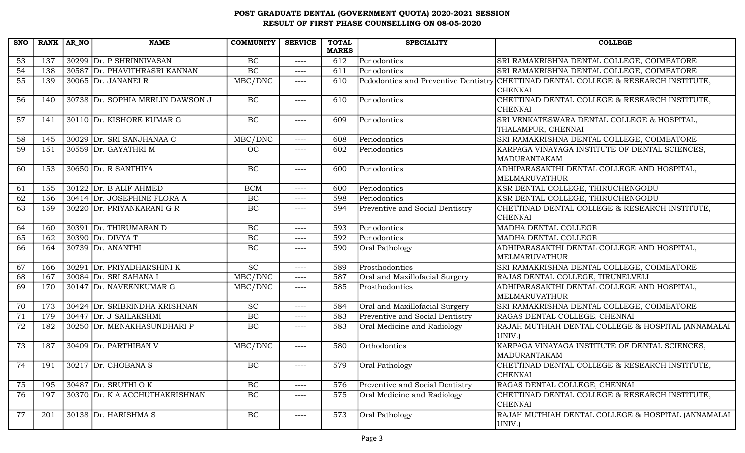# POST GRADUATE DENTAL (GOVERNMENT QUOTA) 2020-2021 SESSION
## RESULT OF FIRST PHASE COUNSELLING ON 08-05-2020

| SNO | RANK | AR_NO | NAME | COMMUNITY | SERVICE | TOTAL MARKS | SPECIALITY | COLLEGE |
|---|---|---|---|---|---|---|---|---|
| 53 | 137 | 30299 | Dr. P SHRINNIVASAN | BC | ---- | 612 | Periodontics | SRI RAMAKRISHNA DENTAL COLLEGE, COIMBATORE |
| 54 | 138 | 30587 | Dr. PHAVITHRASRI KANNAN | BC | ---- | 611 | Periodontics | SRI RAMAKRISHNA DENTAL COLLEGE, COIMBATORE |
| 55 | 139 | 30065 | Dr. JANANEI R | MBC/DNC | ---- | 610 | Pedodontics and Preventive Dentistry | CHETTINAD DENTAL COLLEGE & RESEARCH INSTITUTE, CHENNAI |
| 56 | 140 | 30738 | Dr. SOPHIA MERLIN DAWSON J | BC | ---- | 610 | Periodontics | CHETTINAD DENTAL COLLEGE & RESEARCH INSTITUTE, CHENNAI |
| 57 | 141 | 30110 | Dr. KISHORE KUMAR G | BC | ---- | 609 | Periodontics | SRI VENKATESWARA DENTAL COLLEGE & HOSPITAL, THALAMPUR, CHENNAI |
| 58 | 145 | 30029 | Dr. SRI SANJHANAA C | MBC/DNC | ---- | 608 | Periodontics | SRI RAMAKRISHNA DENTAL COLLEGE, COIMBATORE |
| 59 | 151 | 30559 | Dr. GAYATHRI M | OC | ---- | 602 | Periodontics | KARPAGA VINAYAGA INSTITUTE OF DENTAL SCIENCES, MADURANTAKAM |
| 60 | 153 | 30650 | Dr. R SANTHIYA | BC | ---- | 600 | Periodontics | ADHIPARASAKTHI DENTAL COLLEGE AND HOSPITAL, MELMARUVATHUR |
| 61 | 155 | 30122 | Dr. B ALIF AHMED | BCM | ---- | 600 | Periodontics | KSR DENTAL COLLEGE, THIRUCHENGODU |
| 62 | 156 | 30414 | Dr. JOSEPHINE FLORA A | BC | ---- | 598 | Periodontics | KSR DENTAL COLLEGE, THIRUCHENGODU |
| 63 | 159 | 30220 | Dr. PRIYANKARANI G R | BC | ---- | 594 | Preventive and Social Dentistry | CHETTINAD DENTAL COLLEGE & RESEARCH INSTITUTE, CHENNAI |
| 64 | 160 | 30391 | Dr. THIRUMARAN D | BC | ---- | 593 | Periodontics | MADHA DENTAL COLLEGE |
| 65 | 162 | 30390 | Dr. DIVYA T | BC | ---- | 592 | Periodontics | MADHA DENTAL COLLEGE |
| 66 | 164 | 30739 | Dr. ANANTHI | BC | ---- | 590 | Oral Pathology | ADHIPARASAKTHI DENTAL COLLEGE AND HOSPITAL, MELMARUVATHUR |
| 67 | 166 | 30291 | Dr. PRIYADHARSHINI K | SC | ---- | 589 | Prosthodontics | SRI RAMAKRISHNA DENTAL COLLEGE, COIMBATORE |
| 68 | 167 | 30084 | Dr. SRI SAHANA I | MBC/DNC | ---- | 587 | Oral and Maxillofacial Surgery | RAJAS DENTAL COLLEGE, TIRUNELVELI |
| 69 | 170 | 30147 | Dr. NAVEENKUMAR G | MBC/DNC | ---- | 585 | Prosthodontics | ADHIPARASAKTHI DENTAL COLLEGE AND HOSPITAL, MELMARUVATHUR |
| 70 | 173 | 30424 | Dr. SRIBRINDHA KRISHNAN | SC | ---- | 584 | Oral and Maxillofacial Surgery | SRI RAMAKRISHNA DENTAL COLLEGE, COIMBATORE |
| 71 | 179 | 30447 | Dr. J SAILAKSHMI | BC | ---- | 583 | Preventive and Social Dentistry | RAGAS DENTAL COLLEGE, CHENNAI |
| 72 | 182 | 30250 | Dr. MENAKHASUNDHARI P | BC | ---- | 583 | Oral Medicine and Radiology | RAJAH MUTHIAH DENTAL COLLEGE & HOSPITAL (ANNAMALAI UNIV.) |
| 73 | 187 | 30409 | Dr. PARTHIBAN V | MBC/DNC | ---- | 580 | Orthodontics | KARPAGA VINAYAGA INSTITUTE OF DENTAL SCIENCES, MADURANTAKAM |
| 74 | 191 | 30217 | Dr. CHOBANA S | BC | ---- | 579 | Oral Pathology | CHETTINAD DENTAL COLLEGE & RESEARCH INSTITUTE, CHENNAI |
| 75 | 195 | 30487 | Dr. SRUTHI O K | BC | ---- | 576 | Preventive and Social Dentistry | RAGAS DENTAL COLLEGE, CHENNAI |
| 76 | 197 | 30370 | Dr. K A ACCHUTHAKRISHNAN | BC | ---- | 575 | Oral Medicine and Radiology | CHETTINAD DENTAL COLLEGE & RESEARCH INSTITUTE, CHENNAI |
| 77 | 201 | 30138 | Dr. HARISHMA S | BC | ---- | 573 | Oral Pathology | RAJAH MUTHIAH DENTAL COLLEGE & HOSPITAL (ANNAMALAI UNIV.) |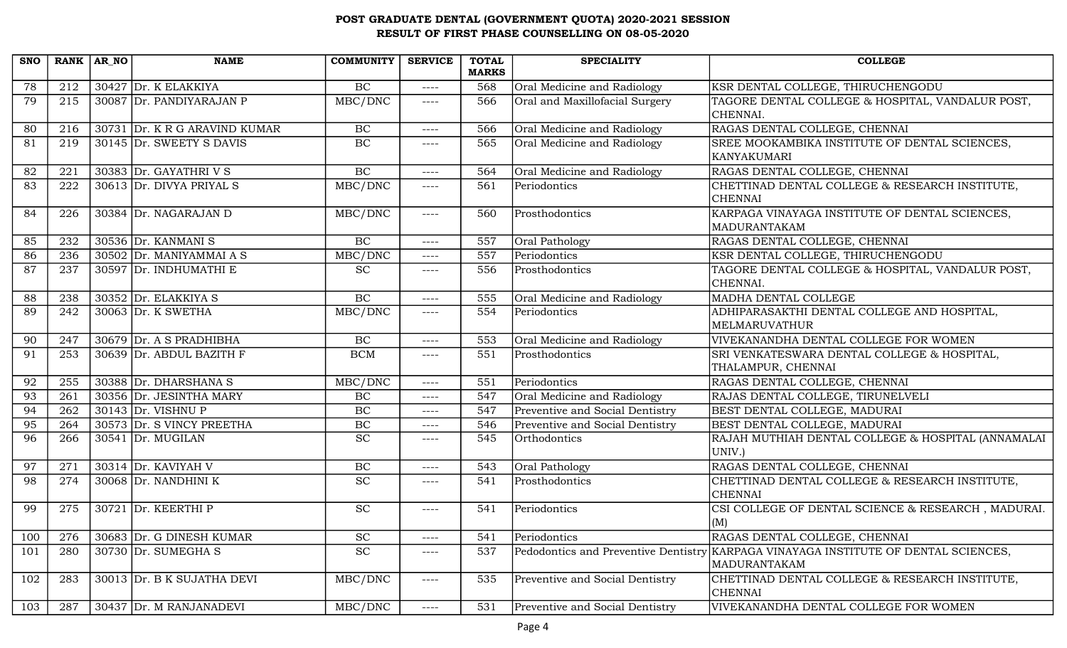# POST GRADUATE DENTAL (GOVERNMENT QUOTA) 2020-2021 SESSION
## RESULT OF FIRST PHASE COUNSELLING ON 08-05-2020

| SNO | RANK | AR_NO | NAME | COMMUNITY | SERVICE | TOTAL MARKS | SPECIALITY | COLLEGE |
|---|---|---|---|---|---|---|---|---|
| 78 | 212 | 30427 | Dr. K ELAKKIYA | BC | ---- | 568 | Oral Medicine and Radiology | KSR DENTAL COLLEGE, THIRUCHENGODU |
| 79 | 215 | 30087 | Dr. PANDIYARAJAN P | MBC/DNC | ---- | 566 | Oral and Maxillofacial Surgery | TAGORE DENTAL COLLEGE & HOSPITAL, VANDALUR POST, CHENNAI. |
| 80 | 216 | 30731 | Dr. K R G ARAVIND KUMAR | BC | ---- | 566 | Oral Medicine and Radiology | RAGAS DENTAL COLLEGE, CHENNAI |
| 81 | 219 | 30145 | Dr. SWEETY S DAVIS | BC | ---- | 565 | Oral Medicine and Radiology | SREE MOOKAMBIKA INSTITUTE OF DENTAL SCIENCES, KANYAKUMARI |
| 82 | 221 | 30383 | Dr. GAYATHRI V S | BC | ---- | 564 | Oral Medicine and Radiology | RAGAS DENTAL COLLEGE, CHENNAI |
| 83 | 222 | 30613 | Dr. DIVYA PRIYAL S | MBC/DNC | ---- | 561 | Periodontics | CHETTINAD DENTAL COLLEGE & RESEARCH INSTITUTE, CHENNAI |
| 84 | 226 | 30384 | Dr. NAGARAJAN D | MBC/DNC | ---- | 560 | Prosthodontics | KARPAGA VINAYAGA INSTITUTE OF DENTAL SCIENCES, MADURANTAKAM |
| 85 | 232 | 30536 | Dr. KANMANI S | BC | ---- | 557 | Oral Pathology | RAGAS DENTAL COLLEGE, CHENNAI |
| 86 | 236 | 30502 | Dr. MANIYAMMAI A S | MBC/DNC | ---- | 557 | Periodontics | KSR DENTAL COLLEGE, THIRUCHENGODU |
| 87 | 237 | 30597 | Dr. INDHUMATHI E | SC | ---- | 556 | Prosthodontics | TAGORE DENTAL COLLEGE & HOSPITAL, VANDALUR POST, CHENNAI. |
| 88 | 238 | 30352 | Dr. ELAKKIYA S | BC | ---- | 555 | Oral Medicine and Radiology | MADHA DENTAL COLLEGE |
| 89 | 242 | 30063 | Dr. K SWETHA | MBC/DNC | ---- | 554 | Periodontics | ADHIPARASAKTHI DENTAL COLLEGE AND HOSPITAL, MELMARUVATHUR |
| 90 | 247 | 30679 | Dr. A S PRADHIBHA | BC | ---- | 553 | Oral Medicine and Radiology | VIVEKANANDHA DENTAL COLLEGE FOR WOMEN |
| 91 | 253 | 30639 | Dr. ABDUL BAZITH F | BCM | ---- | 551 | Prosthodontics | SRI VENKATESWARA DENTAL COLLEGE & HOSPITAL, THALAMPUR, CHENNAI |
| 92 | 255 | 30388 | Dr. DHARSHANA S | MBC/DNC | ---- | 551 | Periodontics | RAGAS DENTAL COLLEGE, CHENNAI |
| 93 | 261 | 30356 | Dr. JESINTHA MARY | BC | ---- | 547 | Oral Medicine and Radiology | RAJAS DENTAL COLLEGE, TIRUNELVELI |
| 94 | 262 | 30143 | Dr. VISHNU P | BC | ---- | 547 | Preventive and Social Dentistry | BEST DENTAL COLLEGE, MADURAI |
| 95 | 264 | 30573 | Dr. S VINCY PREETHA | BC | ---- | 546 | Preventive and Social Dentistry | BEST DENTAL COLLEGE, MADURAI |
| 96 | 266 | 30541 | Dr. MUGILAN | SC | ---- | 545 | Orthodontics | RAJAH MUTHIAH DENTAL COLLEGE & HOSPITAL (ANNAMALAI UNIV.) |
| 97 | 271 | 30314 | Dr. KAVIYAH V | BC | ---- | 543 | Oral Pathology | RAGAS DENTAL COLLEGE, CHENNAI |
| 98 | 274 | 30068 | Dr. NANDHINI K | SC | ---- | 541 | Prosthodontics | CHETTINAD DENTAL COLLEGE & RESEARCH INSTITUTE, CHENNAI |
| 99 | 275 | 30721 | Dr. KEERTHI P | SC | ---- | 541 | Periodontics | CSI COLLEGE OF DENTAL SCIENCE & RESEARCH , MADURAI.(M) |
| 100 | 276 | 30683 | Dr. G DINESH KUMAR | SC | ---- | 541 | Periodontics | RAGAS DENTAL COLLEGE, CHENNAI |
| 101 | 280 | 30730 | Dr. SUMEGHA S | SC | ---- | 537 | Pedodontics and Preventive Dentistry | KARPAGA VINAYAGA INSTITUTE OF DENTAL SCIENCES, MADURANTAKAM |
| 102 | 283 | 30013 | Dr. B K SUJATHA DEVI | MBC/DNC | ---- | 535 | Preventive and Social Dentistry | CHETTINAD DENTAL COLLEGE & RESEARCH INSTITUTE, CHENNAI |
| 103 | 287 | 30437 | Dr. M RANJANADEVI | MBC/DNC | ---- | 531 | Preventive and Social Dentistry | VIVEKANANDHA DENTAL COLLEGE FOR WOMEN |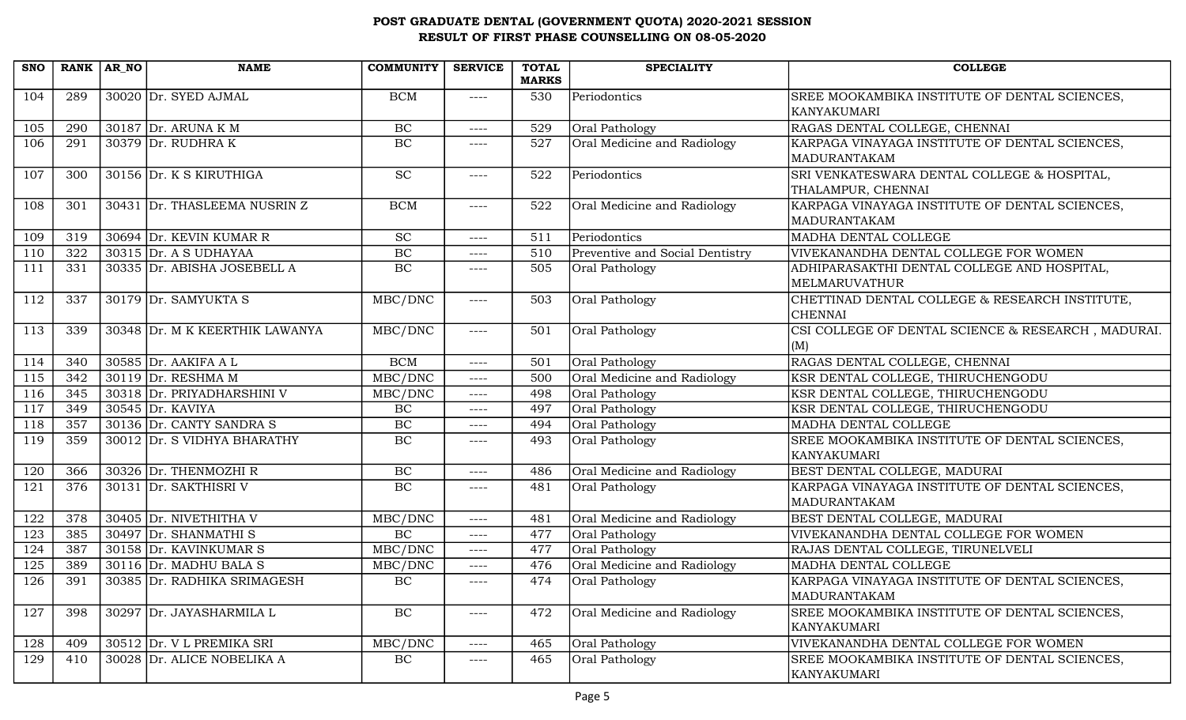# POST GRADUATE DENTAL (GOVERNMENT QUOTA) 2020-2021 SESSION
## RESULT OF FIRST PHASE COUNSELLING ON 08-05-2020

| SNO | RANK | AR_NO | NAME | COMMUNITY | SERVICE | TOTAL MARKS | SPECIALITY | COLLEGE |
|---|---|---|---|---|---|---|---|---|
| 104 | 289 | 30020 | Dr. SYED AJMAL | BCM | ---- | 530 | Periodontics | SREE MOOKAMBIKA INSTITUTE OF DENTAL SCIENCES, KANYAKUMARI |
| 105 | 290 | 30187 | Dr. ARUNA K M | BC | ---- | 529 | Oral Pathology | RAGAS DENTAL COLLEGE, CHENNAI |
| 106 | 291 | 30379 | Dr. RUDHRA K | BC | ---- | 527 | Oral Medicine and Radiology | KARPAGA VINAYAGA INSTITUTE OF DENTAL SCIENCES, MADURANTAKAM |
| 107 | 300 | 30156 | Dr. K S KIRUTHIGA | SC | ---- | 522 | Periodontics | SRI VENKATESWARA DENTAL COLLEGE & HOSPITAL, THALAMPUR, CHENNAI |
| 108 | 301 | 30431 | Dr. THASLEEMA NUSRIN Z | BCM | ---- | 522 | Oral Medicine and Radiology | KARPAGA VINAYAGA INSTITUTE OF DENTAL SCIENCES, MADURANTAKAM |
| 109 | 319 | 30694 | Dr. KEVIN KUMAR R | SC | ---- | 511 | Periodontics | MADHA DENTAL COLLEGE |
| 110 | 322 | 30315 | Dr. A S UDHAYAA | BC | ---- | 510 | Preventive and Social Dentistry | VIVEKANANDHA DENTAL COLLEGE FOR WOMEN |
| 111 | 331 | 30335 | Dr. ABISHA JOSEBELL A | BC | ---- | 505 | Oral Pathology | ADHIPARASAKTHI DENTAL COLLEGE AND HOSPITAL, MELMARUVATHUR |
| 112 | 337 | 30179 | Dr. SAMYUKTA S | MBC/DNC | ---- | 503 | Oral Pathology | CHETTINAD DENTAL COLLEGE & RESEARCH INSTITUTE, CHENNAI |
| 113 | 339 | 30348 | Dr. M K KEERTHIK LAWANYA | MBC/DNC | ---- | 501 | Oral Pathology | CSI COLLEGE OF DENTAL SCIENCE & RESEARCH , MADURAI. (M) |
| 114 | 340 | 30585 | Dr. AAKIFA A L | BCM | ---- | 501 | Oral Pathology | RAGAS DENTAL COLLEGE, CHENNAI |
| 115 | 342 | 30119 | Dr. RESHMA M | MBC/DNC | ---- | 500 | Oral Medicine and Radiology | KSR DENTAL COLLEGE, THIRUCHENGODU |
| 116 | 345 | 30318 | Dr. PRIYADHARSHINI V | MBC/DNC | ---- | 498 | Oral Pathology | KSR DENTAL COLLEGE, THIRUCHENGODU |
| 117 | 349 | 30545 | Dr. KAVIYA | BC | ---- | 497 | Oral Pathology | KSR DENTAL COLLEGE, THIRUCHENGODU |
| 118 | 357 | 30136 | Dr. CANTY SANDRA S | BC | ---- | 494 | Oral Pathology | MADHA DENTAL COLLEGE |
| 119 | 359 | 30012 | Dr. S VIDHYA BHARATHY | BC | ---- | 493 | Oral Pathology | SREE MOOKAMBIKA INSTITUTE OF DENTAL SCIENCES, KANYAKUMARI |
| 120 | 366 | 30326 | Dr. THENMOZHI R | BC | ---- | 486 | Oral Medicine and Radiology | BEST DENTAL COLLEGE, MADURAI |
| 121 | 376 | 30131 | Dr. SAKTHISRI V | BC | ---- | 481 | Oral Pathology | KARPAGA VINAYAGA INSTITUTE OF DENTAL SCIENCES, MADURANTAKAM |
| 122 | 378 | 30405 | Dr. NIVETHITHA V | MBC/DNC | ---- | 481 | Oral Medicine and Radiology | BEST DENTAL COLLEGE, MADURAI |
| 123 | 385 | 30497 | Dr. SHANMATHI S | BC | ---- | 477 | Oral Pathology | VIVEKANANDHA DENTAL COLLEGE FOR WOMEN |
| 124 | 387 | 30158 | Dr. KAVINKUMAR S | MBC/DNC | ---- | 477 | Oral Pathology | RAJAS DENTAL COLLEGE, TIRUNELVELI |
| 125 | 389 | 30116 | Dr. MADHU BALA S | MBC/DNC | ---- | 476 | Oral Medicine and Radiology | MADHA DENTAL COLLEGE |
| 126 | 391 | 30385 | Dr. RADHIKA SRIMAGESH | BC | ---- | 474 | Oral Pathology | KARPAGA VINAYAGA INSTITUTE OF DENTAL SCIENCES, MADURANTAKAM |
| 127 | 398 | 30297 | Dr. JAYASHARMILA L | BC | ---- | 472 | Oral Medicine and Radiology | SREE MOOKAMBIKA INSTITUTE OF DENTAL SCIENCES, KANYAKUMARI |
| 128 | 409 | 30512 | Dr. V L PREMIKA SRI | MBC/DNC | ---- | 465 | Oral Pathology | VIVEKANANDHA DENTAL COLLEGE FOR WOMEN |
| 129 | 410 | 30028 | Dr. ALICE NOBELIKA A | BC | ---- | 465 | Oral Pathology | SREE MOOKAMBIKA INSTITUTE OF DENTAL SCIENCES, KANYAKUMARI |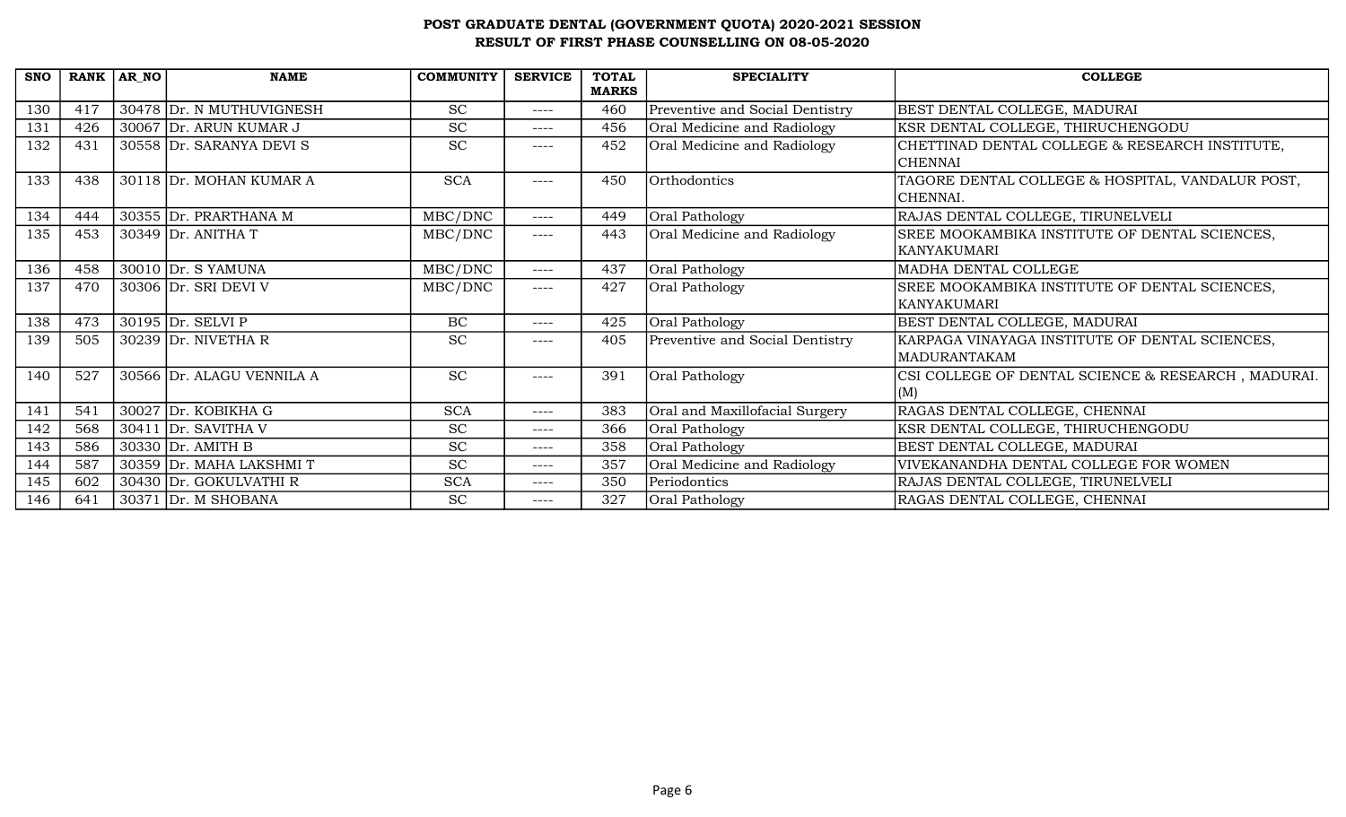**POST GRADUATE DENTAL (GOVERNMENT QUOTA) 2020-2021 SESSION**
**RESULT OF FIRST PHASE COUNSELLING ON 08-05-2020**

| SNO | RANK | AR_NO | NAME | COMMUNITY | SERVICE | TOTAL MARKS | SPECIALITY | COLLEGE |
|---|---|---|---|---|---|---|---|---|
| 130 | 417 | 30478 | Dr. N MUTHUVIGNESH | SC | ---- | 460 | Preventive and Social Dentistry | BEST DENTAL COLLEGE, MADURAI |
| 131 | 426 | 30067 | Dr. ARUN KUMAR J | SC | ---- | 456 | Oral Medicine and Radiology | KSR DENTAL COLLEGE, THIRUCHENGODU |
| 132 | 431 | 30558 | Dr. SARANYA DEVI S | SC | ---- | 452 | Oral Medicine and Radiology | CHETTINAD DENTAL COLLEGE & RESEARCH INSTITUTE, CHENNAI |
| 133 | 438 | 30118 | Dr. MOHAN KUMAR A | SCA | ---- | 450 | Orthodontics | TAGORE DENTAL COLLEGE & HOSPITAL, VANDALUR POST, CHENNAI. |
| 134 | 444 | 30355 | Dr. PRARTHANA M | MBC/DNC | ---- | 449 | Oral Pathology | RAJAS DENTAL COLLEGE, TIRUNELVELI |
| 135 | 453 | 30349 | Dr. ANITHA T | MBC/DNC | ---- | 443 | Oral Medicine and Radiology | SREE MOOKAMBIKA INSTITUTE OF DENTAL SCIENCES, KANYAKUMARI |
| 136 | 458 | 30010 | Dr. S YAMUNA | MBC/DNC | ---- | 437 | Oral Pathology | MADHA DENTAL COLLEGE |
| 137 | 470 | 30306 | Dr. SRI DEVI V | MBC/DNC | ---- | 427 | Oral Pathology | SREE MOOKAMBIKA INSTITUTE OF DENTAL SCIENCES, KANYAKUMARI |
| 138 | 473 | 30195 | Dr. SELVI P | BC | ---- | 425 | Oral Pathology | BEST DENTAL COLLEGE, MADURAI |
| 139 | 505 | 30239 | Dr. NIVETHA R | SC | ---- | 405 | Preventive and Social Dentistry | KARPAGA VINAYAGA INSTITUTE OF DENTAL SCIENCES, MADURANTAKAM |
| 140 | 527 | 30566 | Dr. ALAGU VENNILA A | SC | ---- | 391 | Oral Pathology | CSI COLLEGE OF DENTAL SCIENCE & RESEARCH , MADURAI. (M) |
| 141 | 541 | 30027 | Dr. KOBIKHA G | SCA | ---- | 383 | Oral and Maxillofacial Surgery | RAGAS DENTAL COLLEGE, CHENNAI |
| 142 | 568 | 30411 | Dr. SAVITHA V | SC | ---- | 366 | Oral Pathology | KSR DENTAL COLLEGE, THIRUCHENGODU |
| 143 | 586 | 30330 | Dr. AMITH B | SC | ---- | 358 | Oral Pathology | BEST DENTAL COLLEGE, MADURAI |
| 144 | 587 | 30359 | Dr. MAHA LAKSHMI T | SC | ---- | 357 | Oral Medicine and Radiology | VIVEKANANDHA DENTAL COLLEGE FOR WOMEN |
| 145 | 602 | 30430 | Dr. GOKULVATHI R | SCA | ---- | 350 | Periodontics | RAJAS DENTAL COLLEGE, TIRUNELVELI |
| 146 | 641 | 30371 | Dr. M SHOBANA | SC | ---- | 327 | Oral Pathology | RAGAS DENTAL COLLEGE, CHENNAI |